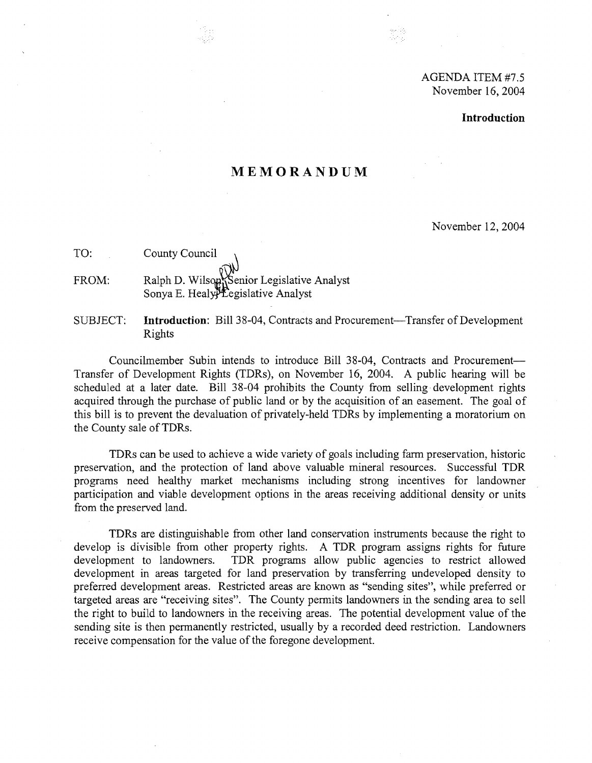AGENDA ITEM #7.5
November 16, 2004

**Introduction**

# MEMORANDUM

November 12, 2004

TO: County Council

FROM: Ralph D. Wilson, Senior Legislative Analyst
Sonya E. Healy, Legislative Analyst

SUBJECT: **Introduction**: Bill 38-04, Contracts and Procurement—Transfer of Development Rights

Councilmember Subin intends to introduce Bill 38-04, Contracts and Procurement—Transfer of Development Rights (TDRs), on November 16, 2004. A public hearing will be scheduled at a later date. Bill 38-04 prohibits the County from selling development rights acquired through the purchase of public land or by the acquisition of an easement. The goal of this bill is to prevent the devaluation of privately-held TDRs by implementing a moratorium on the County sale of TDRs.

TDRs can be used to achieve a wide variety of goals including farm preservation, historic preservation, and the protection of land above valuable mineral resources. Successful TDR programs need healthy market mechanisms including strong incentives for landowner participation and viable development options in the areas receiving additional density or units from the preserved land.

TDRs are distinguishable from other land conservation instruments because the right to develop is divisible from other property rights. A TDR program assigns rights for future development to landowners. TDR programs allow public agencies to restrict allowed development in areas targeted for land preservation by transferring undeveloped density to preferred development areas. Restricted areas are known as "sending sites", while preferred or targeted areas are "receiving sites". The County permits landowners in the sending area to sell the right to build to landowners in the receiving areas. The potential development value of the sending site is then permanently restricted, usually by a recorded deed restriction. Landowners receive compensation for the value of the foregone development.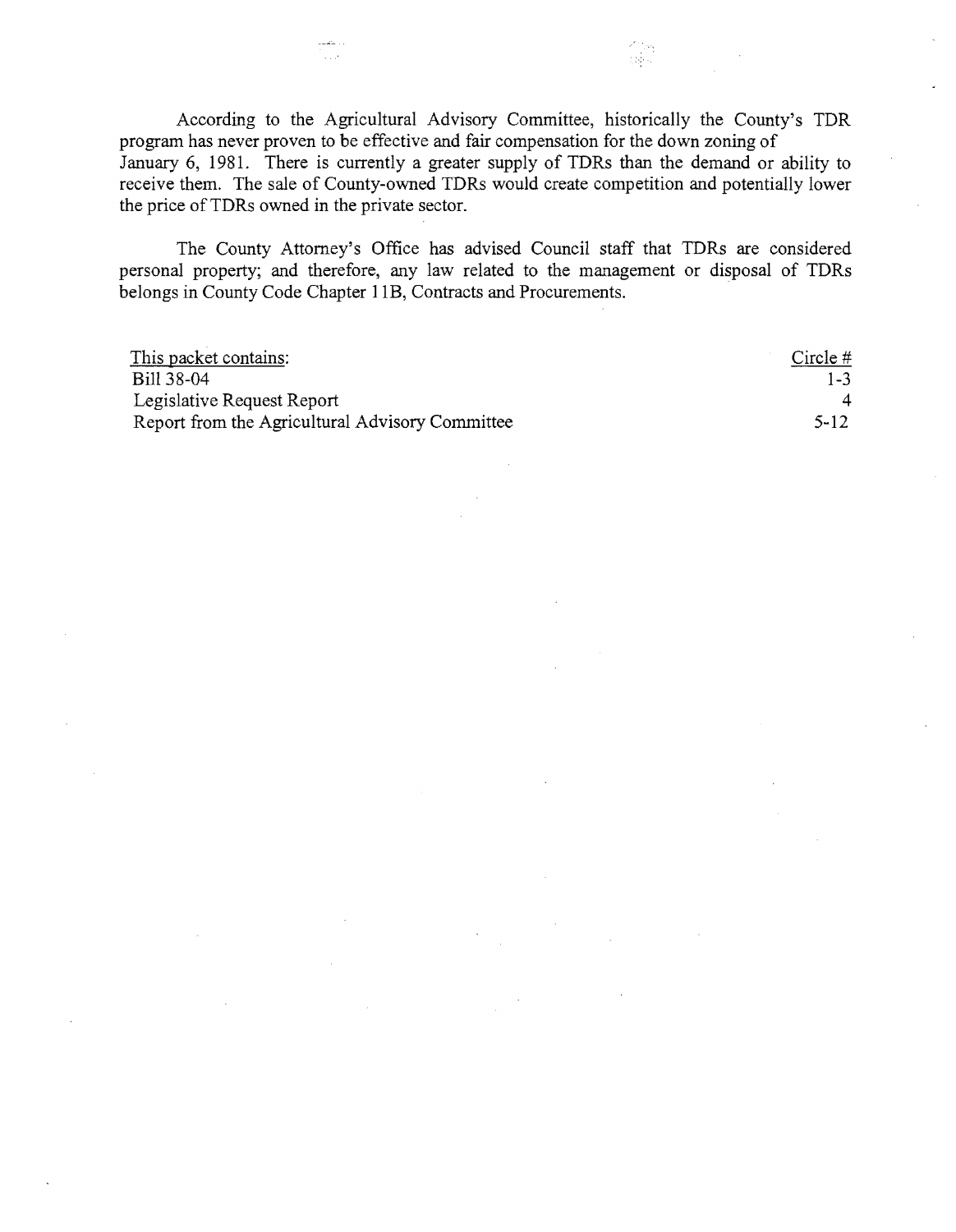According to the Agricultural Advisory Committee, historically the County's TDR program has never proven to be effective and fair compensation for the down zoning of January 6, 1981. There is currently a greater supply of TDRs than the demand or ability to receive them. The sale of County-owned TDRs would create competition and potentially lower the price of TDRs owned in the private sector.

The County Attorney's Office has advised Council staff that TDRs are considered personal property; and therefore, any law related to the management or disposal of TDRs belongs in County Code Chapter 11B, Contracts and Procurements.

| This packet contains: | Circle # |
|---|---|
| Bill 38-04 | 1-3 |
| Legislative Request Report | 4 |
| Report from the Agricultural Advisory Committee | 5-12 |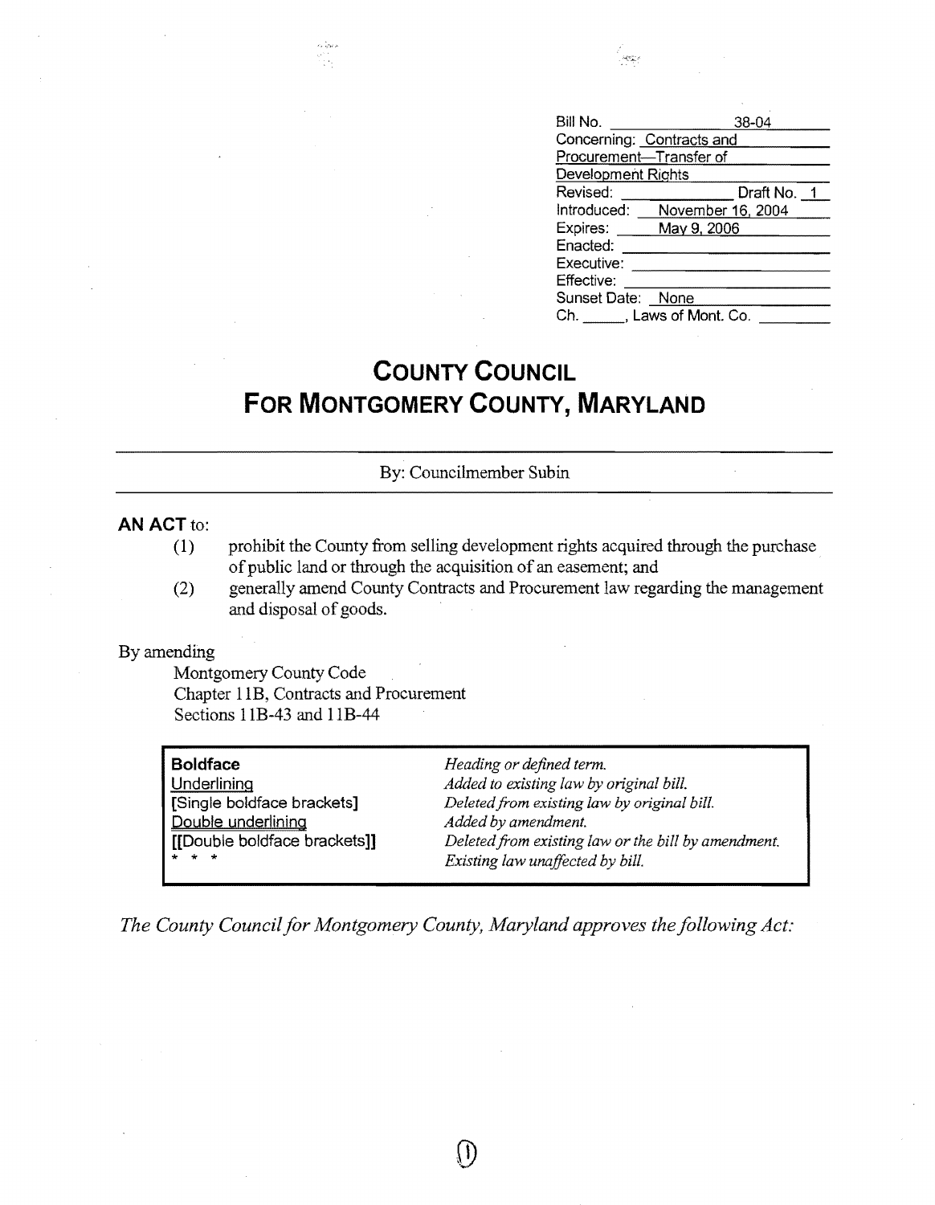| | |
|---|---|
| Bill No. | 38-04 |
| Concerning: | Contracts and Procurement—Transfer of Development Rights |
| Revised: | Draft No. 1 |
| Introduced: | November 16, 2004 |
| Expires: | May 9, 2006 |
| Enacted: | |
| Executive: | |
| Effective: | |
| Sunset Date: | None |
| Ch. ______, Laws of Mont. Co. | |

# COUNTY COUNCIL
# FOR MONTGOMERY COUNTY, MARYLAND

By: Councilmember Subin

**AN ACT** to:

(1) prohibit the County from selling development rights acquired through the purchase of public land or through the acquisition of an easement; and

(2) generally amend County Contracts and Procurement law regarding the management and disposal of goods.

By amending

Montgomery County Code
Chapter 11B, Contracts and Procurement
Sections 11B-43 and 11B-44

| | |
|---|---|
| **Boldface** | *Heading or defined term.* |
| Underlining | *Added to existing law by original bill.* |
| [Single boldface brackets] | *Deleted from existing law by original bill.* |
| Double underlining | *Added by amendment.* |
| [[Double boldface brackets]] | *Deleted from existing law or the bill by amendment.* |
| * * * | *Existing law unaffected by bill.* |

*The County Council for Montgomery County, Maryland approves the following Act:*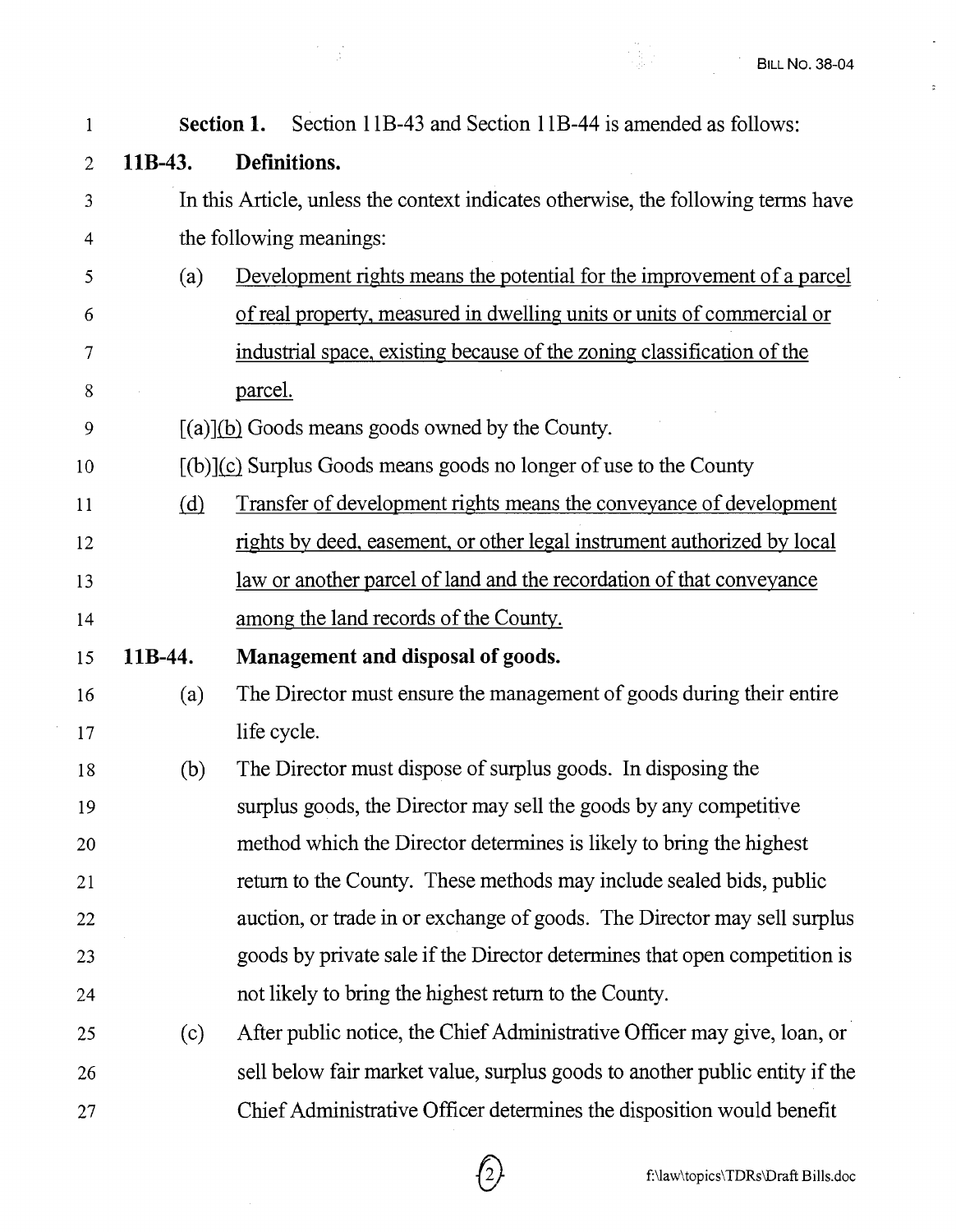**Section 1.** Section 11B-43 and Section 11B-44 is amended as follows:

**11B-43. Definitions.**

In this Article, unless the context indicates otherwise, the following terms have the following meanings:

(a) <u>Development rights means the potential for the improvement of a parcel of real property, measured in dwelling units or units of commercial or industrial space, existing because of the zoning classification of the parcel.</u>

[(a)]<u>(b)</u> Goods means goods owned by the County.

[(b)]<u>(c)</u> Surplus Goods means goods no longer of use to the County

<u>(d)</u> <u>Transfer of development rights means the conveyance of development rights by deed, easement, or other legal instrument authorized by local law or another parcel of land and the recordation of that conveyance among the land records of the County.</u>

**11B-44. Management and disposal of goods.**

(a) The Director must ensure the management of goods during their entire life cycle.

(b) The Director must dispose of surplus goods. In disposing the surplus goods, the Director may sell the goods by any competitive method which the Director determines is likely to bring the highest return to the County. These methods may include sealed bids, public auction, or trade in or exchange of goods. The Director may sell surplus goods by private sale if the Director determines that open competition is not likely to bring the highest return to the County.

(c) After public notice, the Chief Administrative Officer may give, loan, or sell below fair market value, surplus goods to another public entity if the Chief Administrative Officer determines the disposition would benefit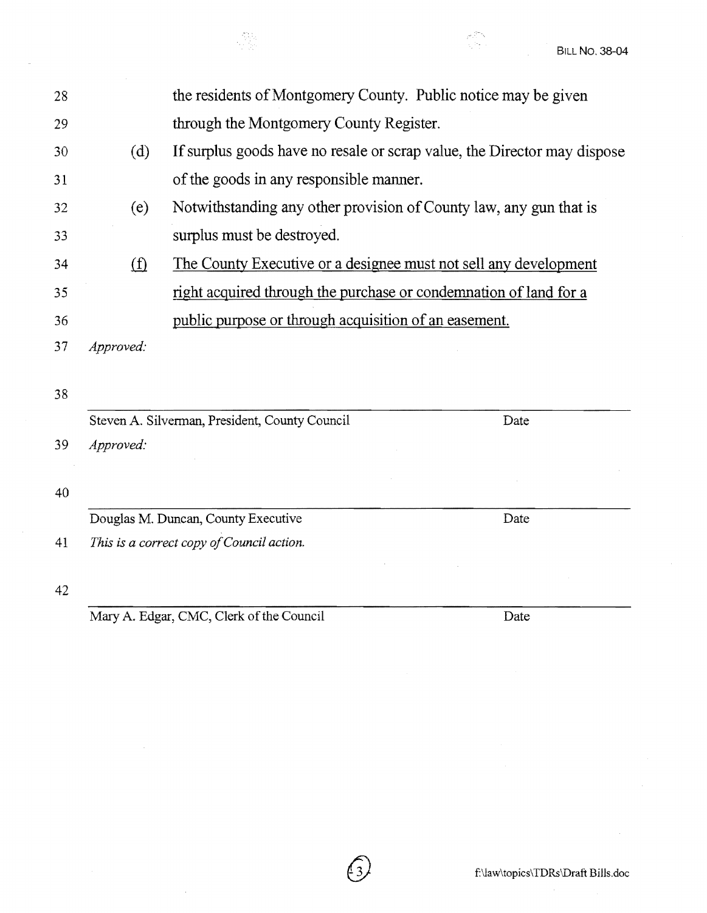the residents of Montgomery County. Public notice may be given through the Montgomery County Register.

(d) If surplus goods have no resale or scrap value, the Director may dispose of the goods in any responsible manner.

(e) Notwithstanding any other provision of County law, any gun that is surplus must be destroyed.

<u>(f) The County Executive or a designee must not sell any development right acquired through the purchase or condemnation of land for a public purpose or through acquisition of an easement.</u>

*Approved:*

Steven A. Silverman, President, County Council ____ Date

*Approved:*

Douglas M. Duncan, County Executive ____ Date

*This is a correct copy of Council action.*

Mary A. Edgar, CMC, Clerk of the Council ____ Date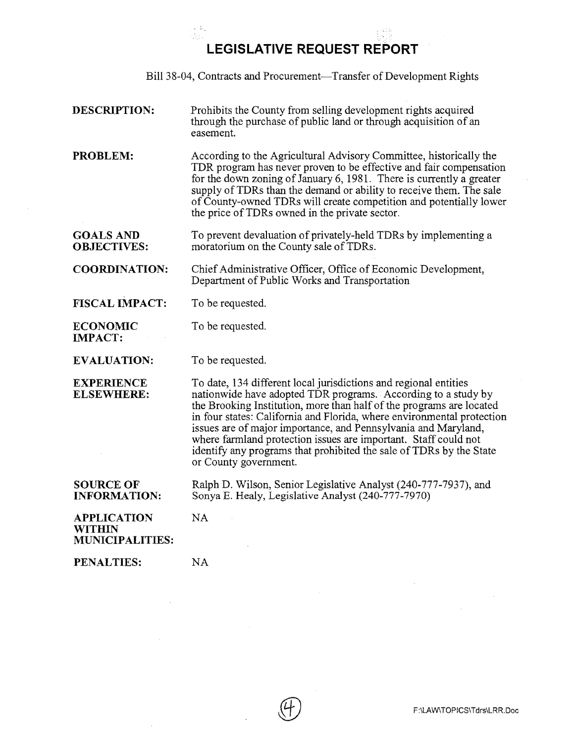# LEGISLATIVE REQUEST REPORT

Bill 38-04, Contracts and Procurement—Transfer of Development Rights

**DESCRIPTION:** Prohibits the County from selling development rights acquired through the purchase of public land or through acquisition of an easement.

**PROBLEM:** According to the Agricultural Advisory Committee, historically the TDR program has never proven to be effective and fair compensation for the down zoning of January 6, 1981. There is currently a greater supply of TDRs than the demand or ability to receive them. The sale of County-owned TDRs will create competition and potentially lower the price of TDRs owned in the private sector.

**GOALS AND OBJECTIVES:** To prevent devaluation of privately-held TDRs by implementing a moratorium on the County sale of TDRs.

**COORDINATION:** Chief Administrative Officer, Office of Economic Development, Department of Public Works and Transportation

**FISCAL IMPACT:** To be requested.

**ECONOMIC IMPACT:** To be requested.

**EVALUATION:** To be requested.

**EXPERIENCE ELSEWHERE:** To date, 134 different local jurisdictions and regional entities nationwide have adopted TDR programs. According to a study by the Brooking Institution, more than half of the programs are located in four states: California and Florida, where environmental protection issues are of major importance, and Pennsylvania and Maryland, where farmland protection issues are important. Staff could not identify any programs that prohibited the sale of TDRs by the State or County government.

**SOURCE OF INFORMATION:** Ralph D. Wilson, Senior Legislative Analyst (240-777-7937), and Sonya E. Healy, Legislative Analyst (240-777-7970)

**APPLICATION WITHIN MUNICIPALITIES:** NA

**PENALTIES:** NA

F:\LAW\TOPICS\Tdrs\LRR.Doc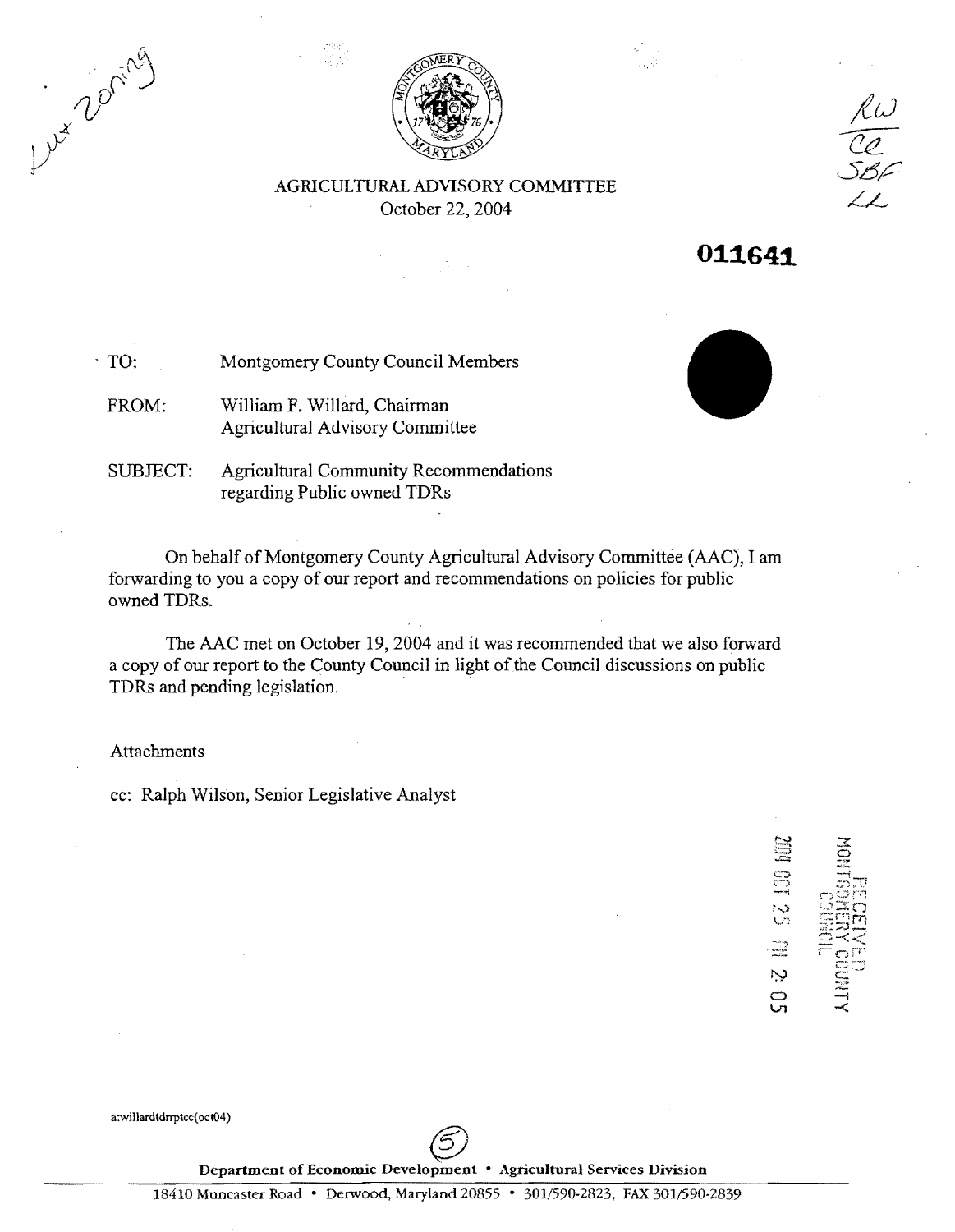AGRICULTURAL ADVISORY COMMITTEE
October 22, 2004

011641

TO: Montgomery County Council Members

FROM: William F. Willard, Chairman
Agricultural Advisory Committee

SUBJECT: Agricultural Community Recommendations regarding Public owned TDRs

On behalf of Montgomery County Agricultural Advisory Committee (AAC), I am forwarding to you a copy of our report and recommendations on policies for public owned TDRs.

The AAC met on October 19, 2004 and it was recommended that we also forward a copy of our report to the County Council in light of the Council discussions on public TDRs and pending legislation.

Attachments

cc: Ralph Wilson, Senior Legislative Analyst

RECEIVED
MONTGOMERY COUNTY
COUNCIL
2004 OCT 25 PM 2:05

a:willardtdrrptcc(oct04)

Department of Economic Development • Agricultural Services Division

18410 Muncaster Road • Derwood, Maryland 20855 • 301/590-2823, FAX 301/590-2839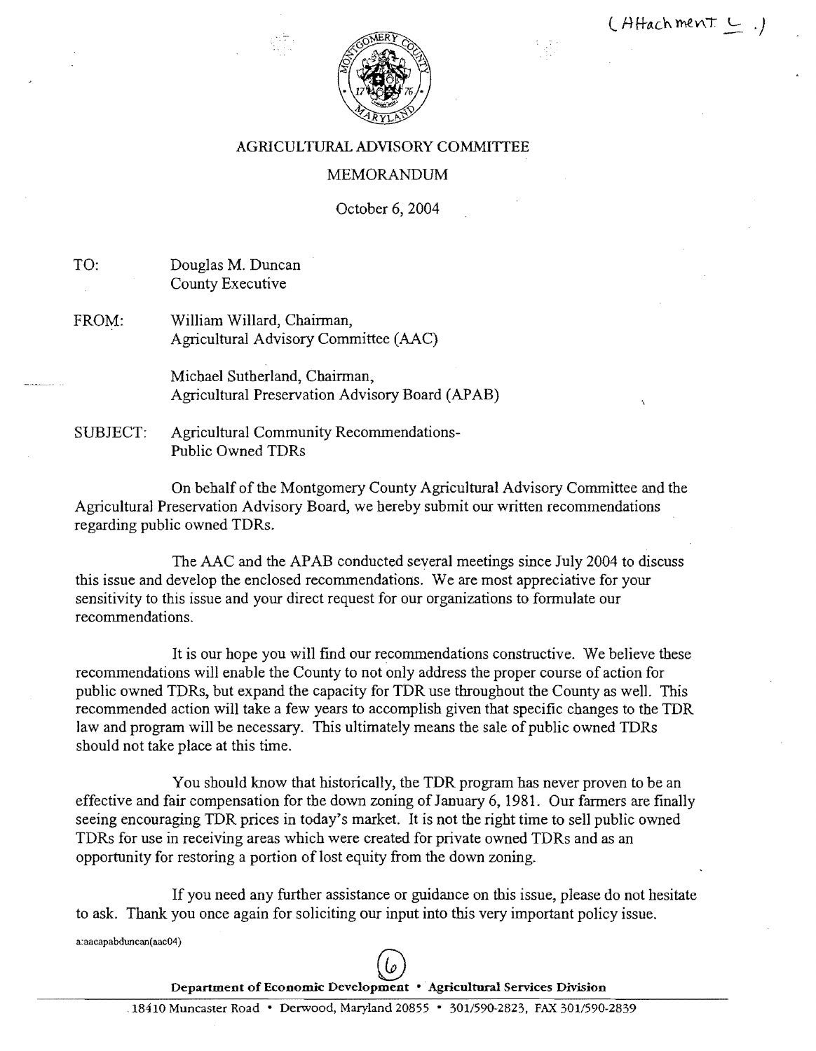(Attachment L .)

AGRICULTURAL ADVISORY COMMITTEE

MEMORANDUM

October 6, 2004

TO: Douglas M. Duncan
County Executive

FROM: William Willard, Chairman,
Agricultural Advisory Committee (AAC)

Michael Sutherland, Chairman,
Agricultural Preservation Advisory Board (APAB)

SUBJECT: Agricultural Community Recommendations-
Public Owned TDRs

On behalf of the Montgomery County Agricultural Advisory Committee and the Agricultural Preservation Advisory Board, we hereby submit our written recommendations regarding public owned TDRs.

The AAC and the APAB conducted several meetings since July 2004 to discuss this issue and develop the enclosed recommendations. We are most appreciative for your sensitivity to this issue and your direct request for our organizations to formulate our recommendations.

It is our hope you will find our recommendations constructive. We believe these recommendations will enable the County to not only address the proper course of action for public owned TDRs, but expand the capacity for TDR use throughout the County as well. This recommended action will take a few years to accomplish given that specific changes to the TDR law and program will be necessary. This ultimately means the sale of public owned TDRs should not take place at this time.

You should know that historically, the TDR program has never proven to be an effective and fair compensation for the down zoning of January 6, 1981. Our farmers are finally seeing encouraging TDR prices in today's market. It is not the right time to sell public owned TDRs for use in receiving areas which were created for private owned TDRs and as an opportunity for restoring a portion of lost equity from the down zoning.

If you need any further assistance or guidance on this issue, please do not hesitate to ask. Thank you once again for soliciting our input into this very important policy issue.

a:aacapabduncan(aac04)

(6)

**Department of Economic Development • Agricultural Services Division**

18410 Muncaster Road • Derwood, Maryland 20855 • 301/590-2823, FAX 301/590-2839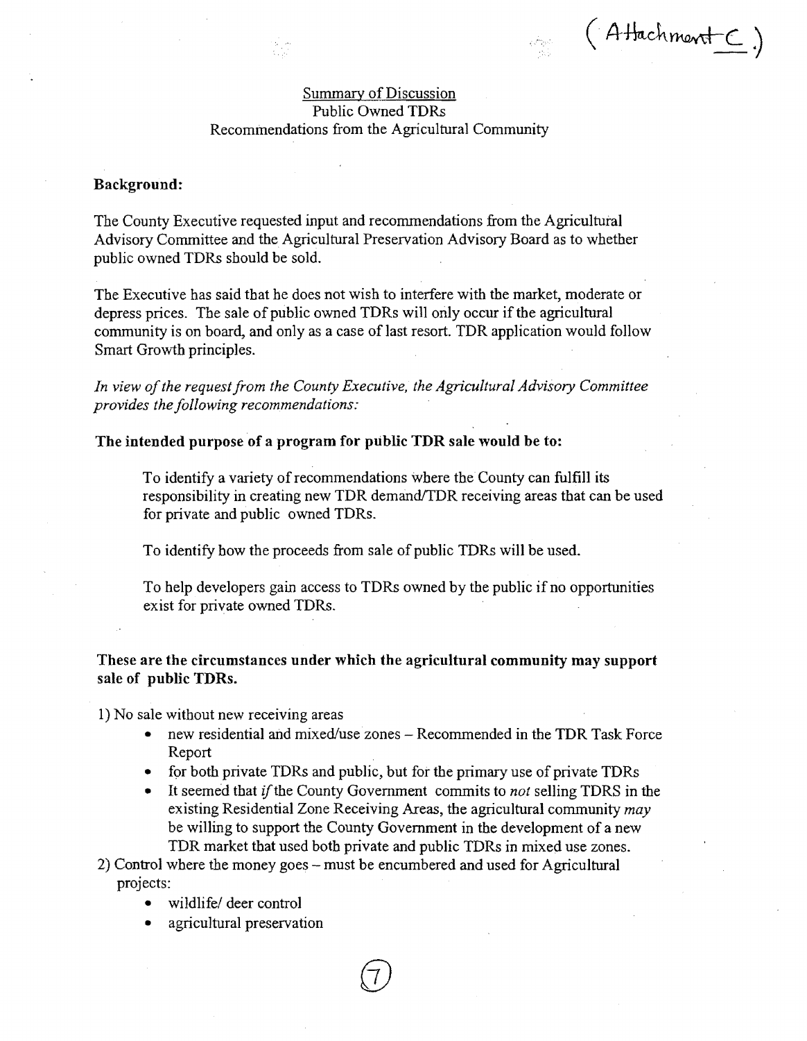(Attachment C.)

Summary of Discussion
Public Owned TDRs
Recommendations from the Agricultural Community

**Background:**

The County Executive requested input and recommendations from the Agricultural Advisory Committee and the Agricultural Preservation Advisory Board as to whether public owned TDRs should be sold.

The Executive has said that he does not wish to interfere with the market, moderate or depress prices. The sale of public owned TDRs will only occur if the agricultural community is on board, and only as a case of last resort. TDR application would follow Smart Growth principles.

*In view of the request from the County Executive, the Agricultural Advisory Committee provides the following recommendations:*

**The intended purpose of a program for public TDR sale would be to:**

To identify a variety of recommendations where the County can fulfill its responsibility in creating new TDR demand/TDR receiving areas that can be used for private and public owned TDRs.

To identify how the proceeds from sale of public TDRs will be used.

To help developers gain access to TDRs owned by the public if no opportunities exist for private owned TDRs.

**These are the circumstances under which the agricultural community may support sale of public TDRs.**

1) No sale without new receiving areas
   - new residential and mixed/use zones – Recommended in the TDR Task Force Report
   - for both private TDRs and public, but for the primary use of private TDRs
   - It seemed that *if* the County Government commits to *not* selling TDRS in the existing Residential Zone Receiving Areas, the agricultural community *may* be willing to support the County Government in the development of a new TDR market that used both private and public TDRs in mixed use zones.

2) Control where the money goes – must be encumbered and used for Agricultural projects:
   - wildlife/ deer control
   - agricultural preservation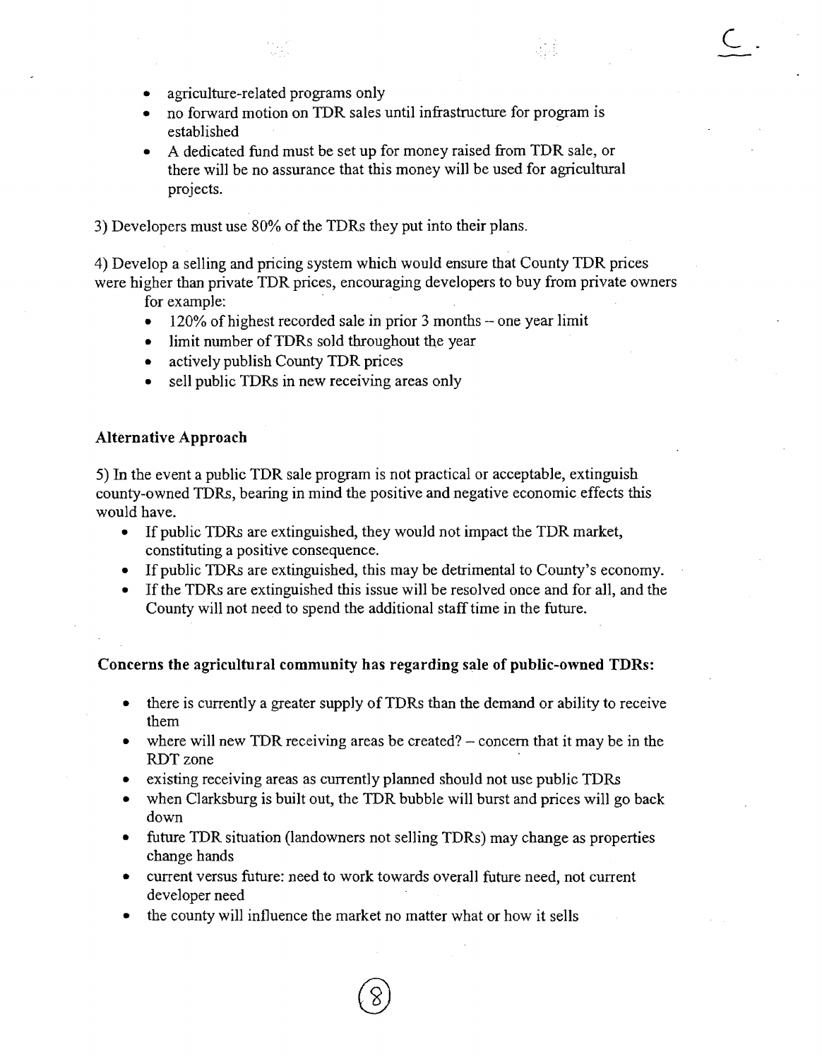- agriculture-related programs only
- no forward motion on TDR sales until infrastructure for program is established
- A dedicated fund must be set up for money raised from TDR sale, or there will be no assurance that this money will be used for agricultural projects.

3) Developers must use 80% of the TDRs they put into their plans.

4) Develop a selling and pricing system which would ensure that County TDR prices were higher than private TDR prices, encouraging developers to buy from private owners for example:

- 120% of highest recorded sale in prior 3 months – one year limit
- limit number of TDRs sold throughout the year
- actively publish County TDR prices
- sell public TDRs in new receiving areas only

### Alternative Approach

5) In the event a public TDR sale program is not practical or acceptable, extinguish county-owned TDRs, bearing in mind the positive and negative economic effects this would have.

- If public TDRs are extinguished, they would not impact the TDR market, constituting a positive consequence.
- If public TDRs are extinguished, this may be detrimental to County's economy.
- If the TDRs are extinguished this issue will be resolved once and for all, and the County will not need to spend the additional staff time in the future.

### Concerns the agricultural community has regarding sale of public-owned TDRs:

- there is currently a greater supply of TDRs than the demand or ability to receive them
- where will new TDR receiving areas be created? – concern that it may be in the RDT zone
- existing receiving areas as currently planned should not use public TDRs
- when Clarksburg is built out, the TDR bubble will burst and prices will go back down
- future TDR situation (landowners not selling TDRs) may change as properties change hands
- current versus future: need to work towards overall future need, not current developer need
- the county will influence the market no matter what or how it sells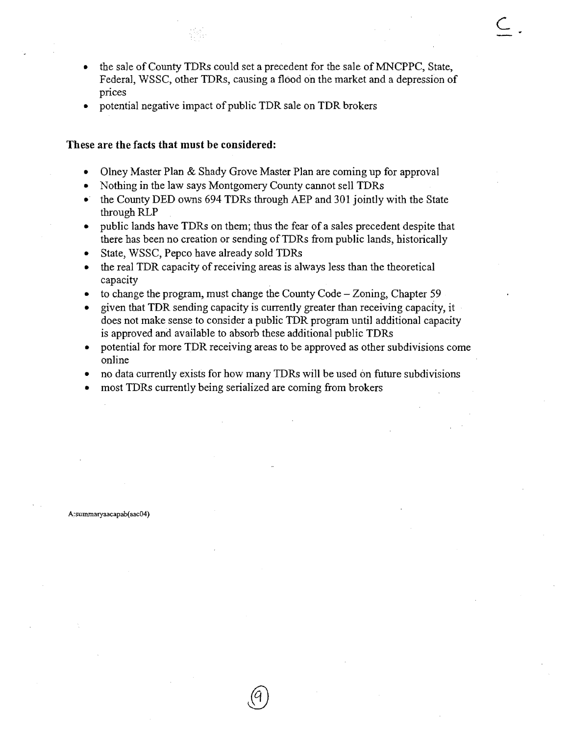- the sale of County TDRs could set a precedent for the sale of MNCPPC, State, Federal, WSSC, other TDRs, causing a flood on the market and a depression of prices
- potential negative impact of public TDR sale on TDR brokers

**These are the facts that must be considered:**

- Olney Master Plan & Shady Grove Master Plan are coming up for approval
- Nothing in the law says Montgomery County cannot sell TDRs
- the County DED owns 694 TDRs through AEP and 301 jointly with the State through RLP
- public lands have TDRs on them; thus the fear of a sales precedent despite that there has been no creation or sending of TDRs from public lands, historically
- State, WSSC, Pepco have already sold TDRs
- the real TDR capacity of receiving areas is always less than the theoretical capacity
- to change the program, must change the County Code – Zoning, Chapter 59
- given that TDR sending capacity is currently greater than receiving capacity, it does not make sense to consider a public TDR program until additional capacity is approved and available to absorb these additional public TDRs
- potential for more TDR receiving areas to be approved as other subdivisions come online
- no data currently exists for how many TDRs will be used on future subdivisions
- most TDRs currently being serialized are coming from brokers

A:summaryaacapab(aac04)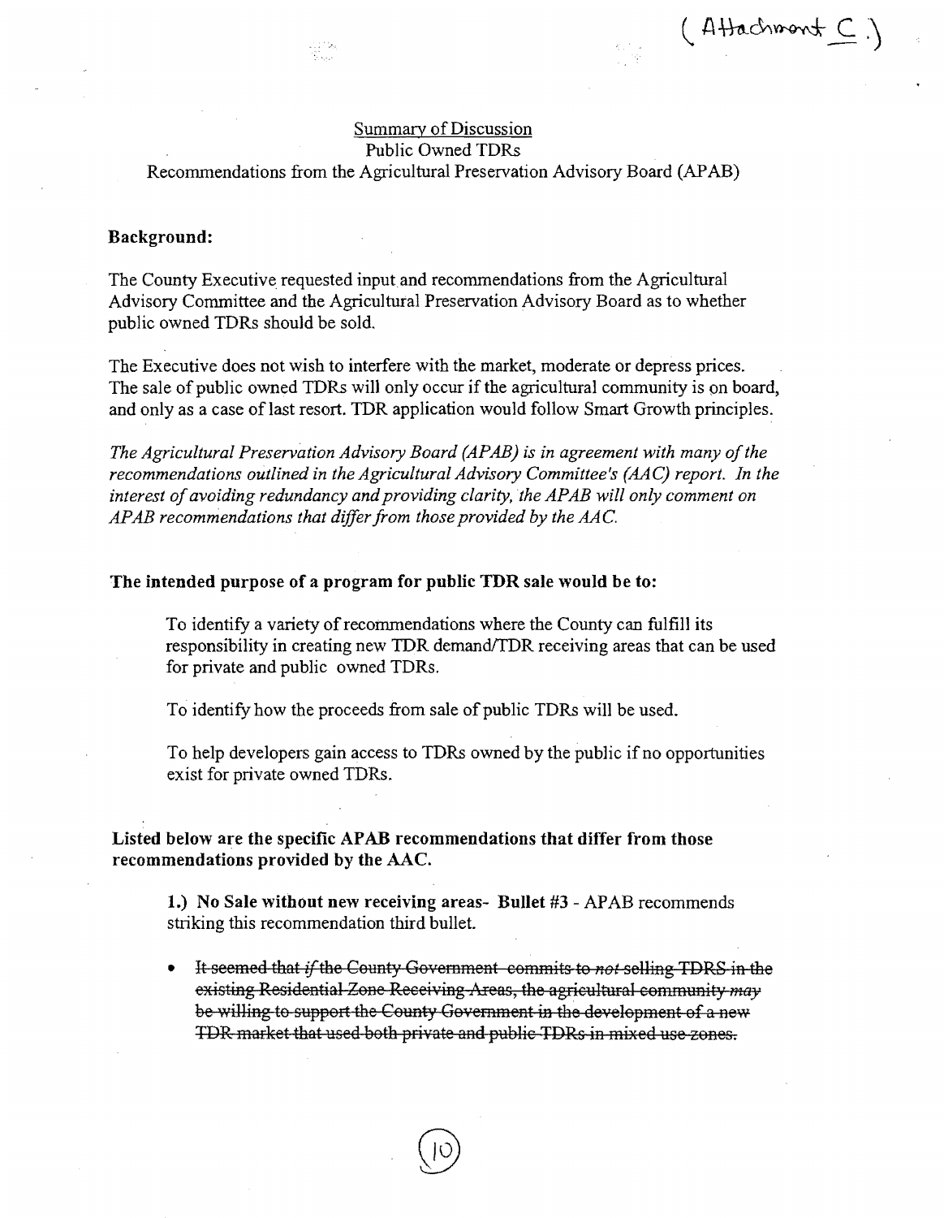(Attachment C.)

Summary of Discussion
Public Owned TDRs
Recommendations from the Agricultural Preservation Advisory Board (APAB)

**Background:**

The County Executive requested input and recommendations from the Agricultural Advisory Committee and the Agricultural Preservation Advisory Board as to whether public owned TDRs should be sold.

The Executive does not wish to interfere with the market, moderate or depress prices. The sale of public owned TDRs will only occur if the agricultural community is on board, and only as a case of last resort. TDR application would follow Smart Growth principles.

*The Agricultural Preservation Advisory Board (APAB) is in agreement with many of the recommendations outlined in the Agricultural Advisory Committee's (AAC) report. In the interest of avoiding redundancy and providing clarity, the APAB will only comment on APAB recommendations that differ from those provided by the AAC.*

**The intended purpose of a program for public TDR sale would be to:**

To identify a variety of recommendations where the County can fulfill its responsibility in creating new TDR demand/TDR receiving areas that can be used for private and public owned TDRs.

To identify how the proceeds from sale of public TDRs will be used.

To help developers gain access to TDRs owned by the public if no opportunities exist for private owned TDRs.

**Listed below are the specific APAB recommendations that differ from those recommendations provided by the AAC.**

**1.) No Sale without new receiving areas- Bullet #3** - APAB recommends striking this recommendation third bullet.

- ~~It seemed that *if* the County Government commits to *not* selling TDRS in the existing Residential Zone Receiving Areas, the agricultural community *may* be willing to support the County Government in the development of a new TDR market that used both private and public TDRs in mixed use zones.~~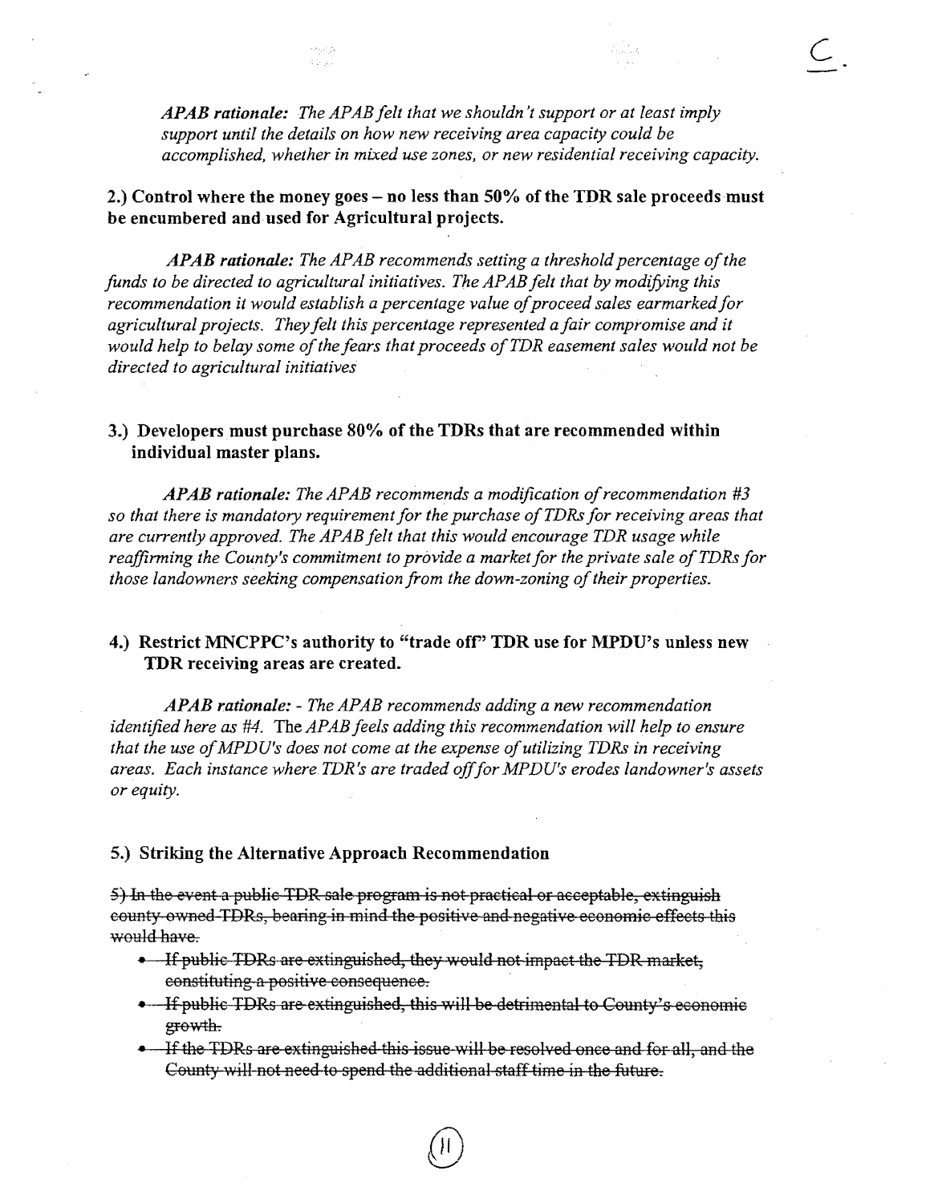*APAB rationale: The APAB felt that we shouldn't support or at least imply support until the details on how new receiving area capacity could be accomplished, whether in mixed use zones, or new residential receiving capacity.*

**2.) Control where the money goes – no less than 50% of the TDR sale proceeds must be encumbered and used for Agricultural projects.**

*APAB rationale: The APAB recommends setting a threshold percentage of the funds to be directed to agricultural initiatives. The APAB felt that by modifying this recommendation it would establish a percentage value of proceed sales earmarked for agricultural projects. They felt this percentage represented a fair compromise and it would help to belay some of the fears that proceeds of TDR easement sales would not be directed to agricultural initiatives*

**3.) Developers must purchase 80% of the TDRs that are recommended within individual master plans.**

*APAB rationale: The APAB recommends a modification of recommendation #3 so that there is mandatory requirement for the purchase of TDRs for receiving areas that are currently approved. The APAB felt that this would encourage TDR usage while reaffirming the County's commitment to provide a market for the private sale of TDRs for those landowners seeking compensation from the down-zoning of their properties.*

**4.) Restrict MNCPPC's authority to "trade off" TDR use for MPDU's unless new TDR receiving areas are created.**

*APAB rationale: - The APAB recommends adding a new recommendation identified here as #4. The APAB feels adding this recommendation will help to ensure that the use of MPDU's does not come at the expense of utilizing TDRs in receiving areas. Each instance where TDR's are traded off for MPDU's erodes landowner's assets or equity.*

**5.) Striking the Alternative Approach Recommendation**

~~5) In the event a public TDR sale program is not practical or acceptable, extinguish county-owned TDRs, bearing in mind the positive and negative economic effects this would have.~~

- ~~If public TDRs are extinguished, they would not impact the TDR market, constituting a positive consequence.~~
- ~~If public TDRs are extinguished, this will be detrimental to County's economic growth.~~
- ~~If the TDRs are extinguished this issue will be resolved once and for all, and the County will not need to spend the additional staff time in the future.~~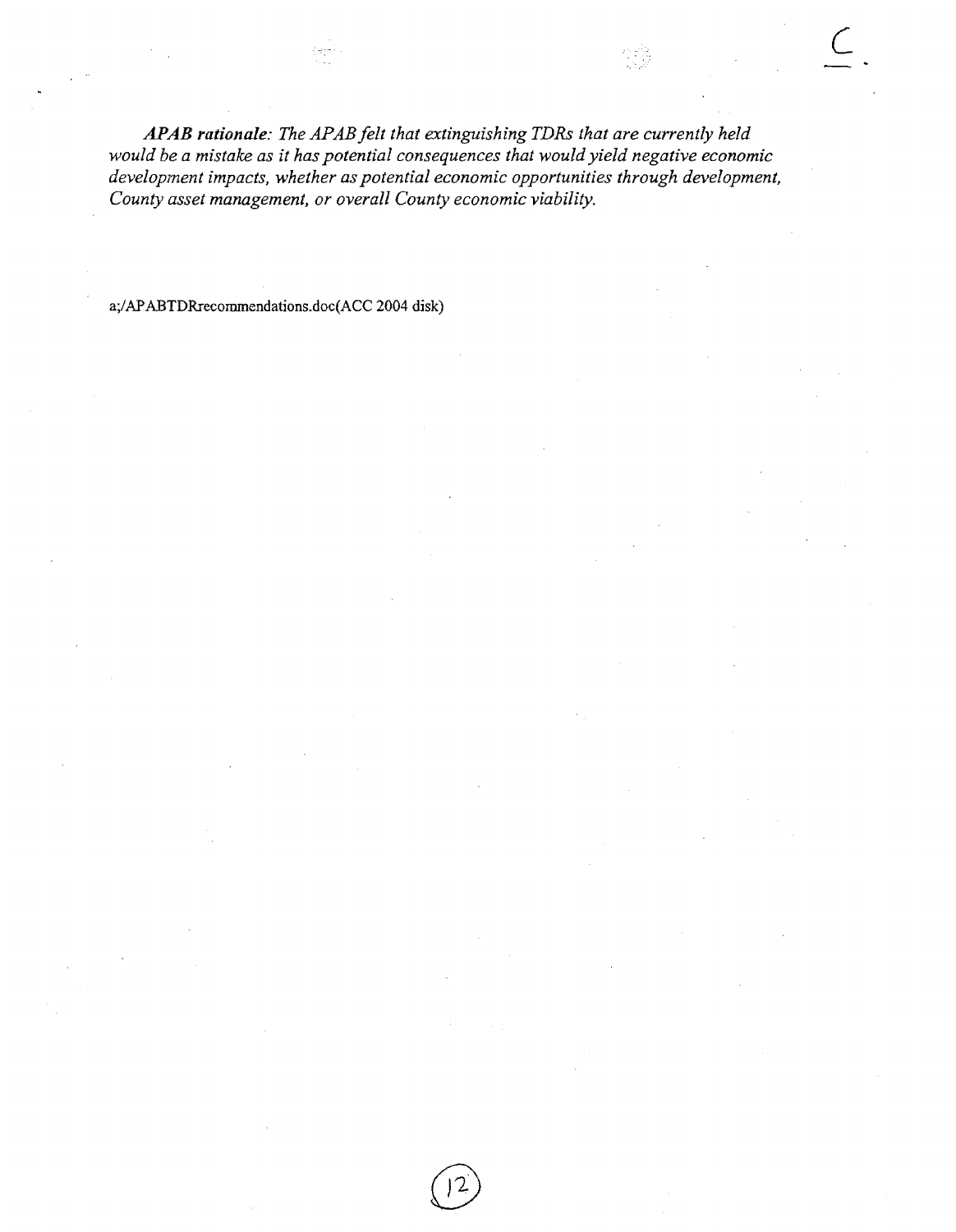***APAB rationale:*** *The APAB felt that extinguishing TDRs that are currently held would be a mistake as it has potential consequences that would yield negative economic development impacts, whether as potential economic opportunities through development, County asset management, or overall County economic viability.*

a;/APABTDRrecommendations.doc(ACC 2004 disk)